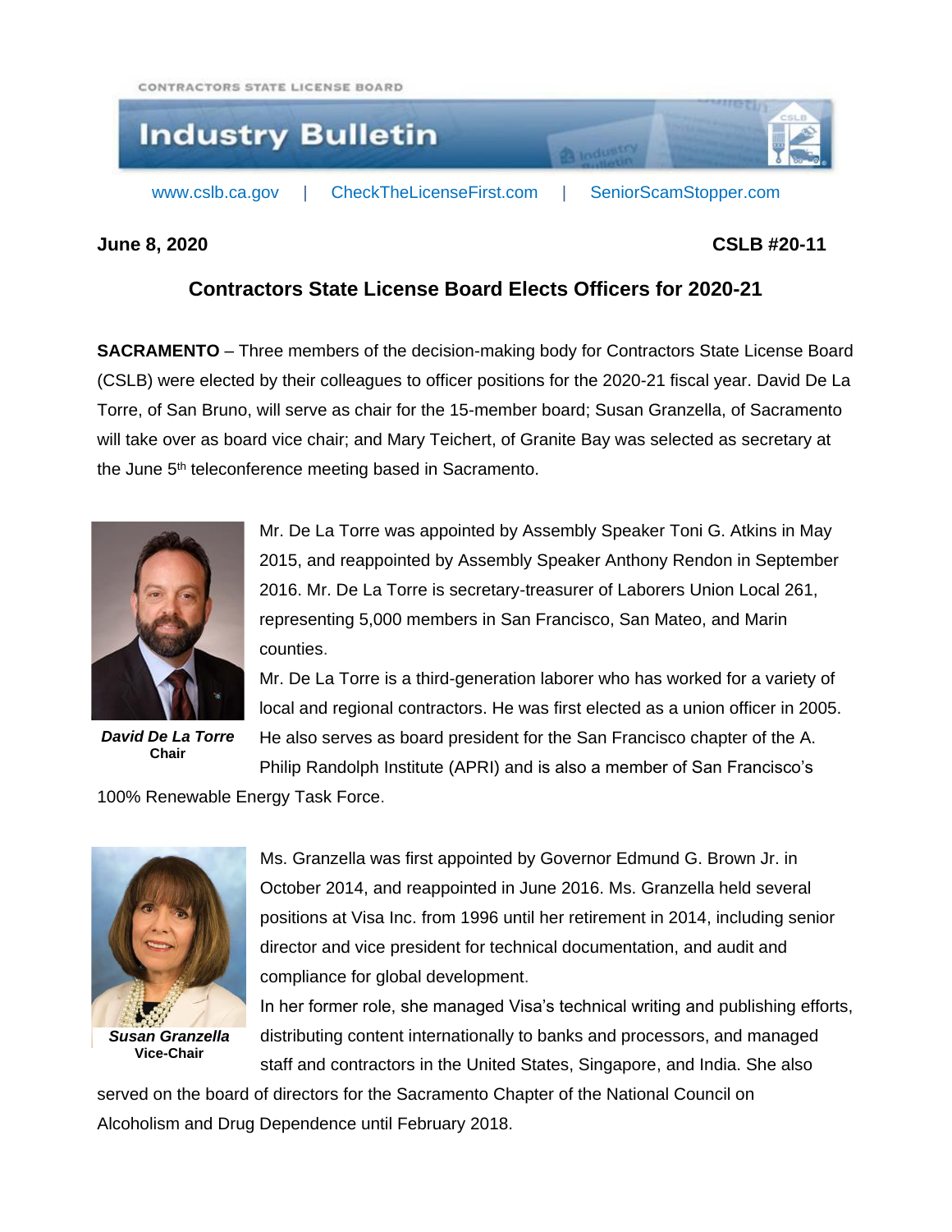CONTRACTORS STATE LICENSE BOARD

# Industry Bulletin

www.cslb.ca.gov | CheckTheLicenseFirst.com | SeniorScamStopper.com

**June 8, 2020** **CSLB #20-11**

## Contractors State License Board Elects Officers for 2020-21

**SACRAMENTO** – Three members of the decision-making body for Contractors State License Board (CSLB) were elected by their colleagues to officer positions for the 2020-21 fiscal year. David De La Torre, of San Bruno, will serve as chair for the 15-member board; Susan Granzella, of Sacramento will take over as board vice chair; and Mary Teichert, of Granite Bay was selected as secretary at the June 5th teleconference meeting based in Sacramento.

***David De La Torre***
**Chair**

Mr. De La Torre was appointed by Assembly Speaker Toni G. Atkins in May 2015, and reappointed by Assembly Speaker Anthony Rendon in September 2016. Mr. De La Torre is secretary-treasurer of Laborers Union Local 261, representing 5,000 members in San Francisco, San Mateo, and Marin counties.

Mr. De La Torre is a third-generation laborer who has worked for a variety of local and regional contractors. He was first elected as a union officer in 2005. He also serves as board president for the San Francisco chapter of the A. Philip Randolph Institute (APRI) and is also a member of San Francisco's 100% Renewable Energy Task Force.

***Susan Granzella***
**Vice-Chair**

Ms. Granzella was first appointed by Governor Edmund G. Brown Jr. in October 2014, and reappointed in June 2016. Ms. Granzella held several positions at Visa Inc. from 1996 until her retirement in 2014, including senior director and vice president for technical documentation, and audit and compliance for global development.

In her former role, she managed Visa's technical writing and publishing efforts, distributing content internationally to banks and processors, and managed staff and contractors in the United States, Singapore, and India. She also served on the board of directors for the Sacramento Chapter of the National Council on Alcoholism and Drug Dependence until February 2018.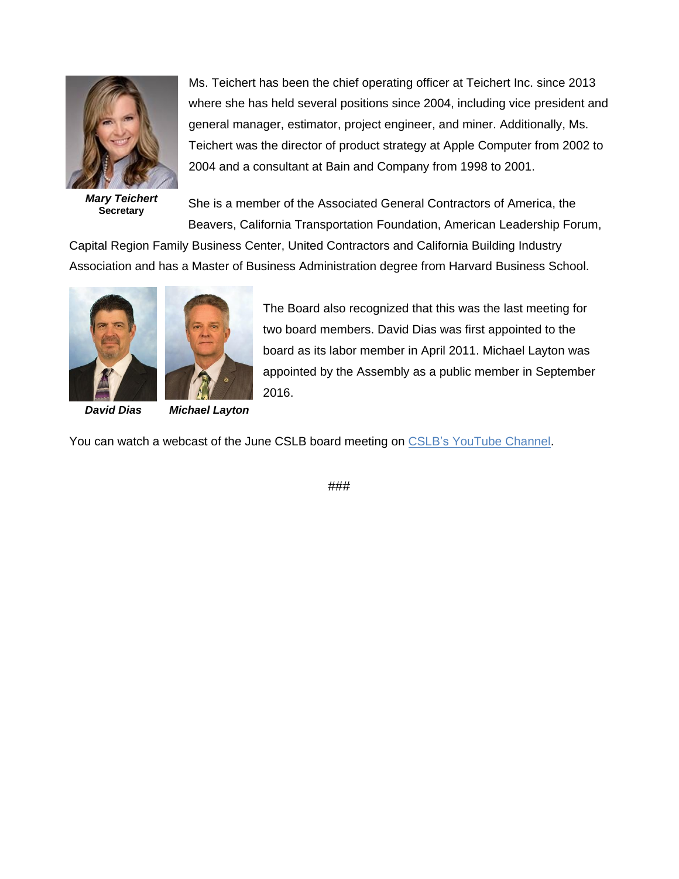***Mary Teichert***
**Secretary**

Ms. Teichert has been the chief operating officer at Teichert Inc. since 2013 where she has held several positions since 2004, including vice president and general manager, estimator, project engineer, and miner. Additionally, Ms. Teichert was the director of product strategy at Apple Computer from 2002 to 2004 and a consultant at Bain and Company from 1998 to 2001.

She is a member of the Associated General Contractors of America, the Beavers, California Transportation Foundation, American Leadership Forum, Capital Region Family Business Center, United Contractors and California Building Industry Association and has a Master of Business Administration degree from Harvard Business School.

***David Dias*** ***Michael Layton***

The Board also recognized that this was the last meeting for two board members. David Dias was first appointed to the board as its labor member in April 2011. Michael Layton was appointed by the Assembly as a public member in September 2016.

You can watch a webcast of the June CSLB board meeting on [CSLB's YouTube Channel](#).

###